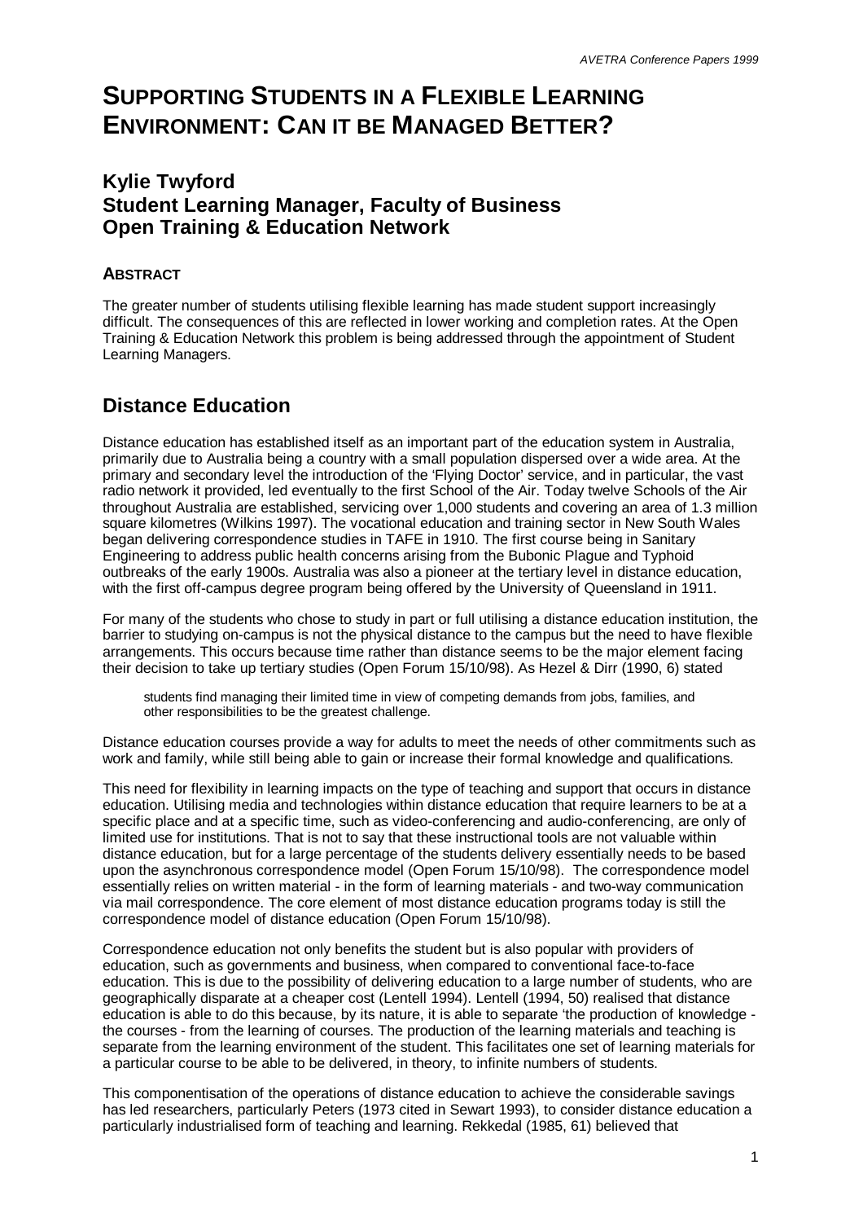# SUPPORTING STUDENTS IN A FLEXIBLE LEARNING ENVIRONMENT: CAN IT BE MANAGED BETTER?

## Kylie Twyford
## Student Learning Manager, Faculty of Business
## Open Training & Education Network

### ABSTRACT

The greater number of students utilising flexible learning has made student support increasingly difficult. The consequences of this are reflected in lower working and completion rates. At the Open Training & Education Network this problem is being addressed through the appointment of Student Learning Managers.

## Distance Education

Distance education has established itself as an important part of the education system in Australia, primarily due to Australia being a country with a small population dispersed over a wide area. At the primary and secondary level the introduction of the 'Flying Doctor' service, and in particular, the vast radio network it provided, led eventually to the first School of the Air. Today twelve Schools of the Air throughout Australia are established, servicing over 1,000 students and covering an area of 1.3 million square kilometres (Wilkins 1997). The vocational education and training sector in New South Wales began delivering correspondence studies in TAFE in 1910. The first course being in Sanitary Engineering to address public health concerns arising from the Bubonic Plague and Typhoid outbreaks of the early 1900s. Australia was also a pioneer at the tertiary level in distance education, with the first off-campus degree program being offered by the University of Queensland in 1911.

For many of the students who chose to study in part or full utilising a distance education institution, the barrier to studying on-campus is not the physical distance to the campus but the need to have flexible arrangements. This occurs because time rather than distance seems to be the major element facing their decision to take up tertiary studies (Open Forum 15/10/98). As Hezel & Dirr (1990, 6) stated

> students find managing their limited time in view of competing demands from jobs, families, and other responsibilities to be the greatest challenge.

Distance education courses provide a way for adults to meet the needs of other commitments such as work and family, while still being able to gain or increase their formal knowledge and qualifications.

This need for flexibility in learning impacts on the type of teaching and support that occurs in distance education. Utilising media and technologies within distance education that require learners to be at a specific place and at a specific time, such as video-conferencing and audio-conferencing, are only of limited use for institutions. That is not to say that these instructional tools are not valuable within distance education, but for a large percentage of the students delivery essentially needs to be based upon the asynchronous correspondence model (Open Forum 15/10/98). The correspondence model essentially relies on written material - in the form of learning materials - and two-way communication via mail correspondence. The core element of most distance education programs today is still the correspondence model of distance education (Open Forum 15/10/98).

Correspondence education not only benefits the student but is also popular with providers of education, such as governments and business, when compared to conventional face-to-face education. This is due to the possibility of delivering education to a large number of students, who are geographically disparate at a cheaper cost (Lentell 1994). Lentell (1994, 50) realised that distance education is able to do this because, by its nature, it is able to separate 'the production of knowledge - the courses - from the learning of courses. The production of the learning materials and teaching is separate from the learning environment of the student. This facilitates one set of learning materials for a particular course to be able to be delivered, in theory, to infinite numbers of students.

This componentisation of the operations of distance education to achieve the considerable savings has led researchers, particularly Peters (1973 cited in Sewart 1993), to consider distance education a particularly industrialised form of teaching and learning. Rekkedal (1985, 61) believed that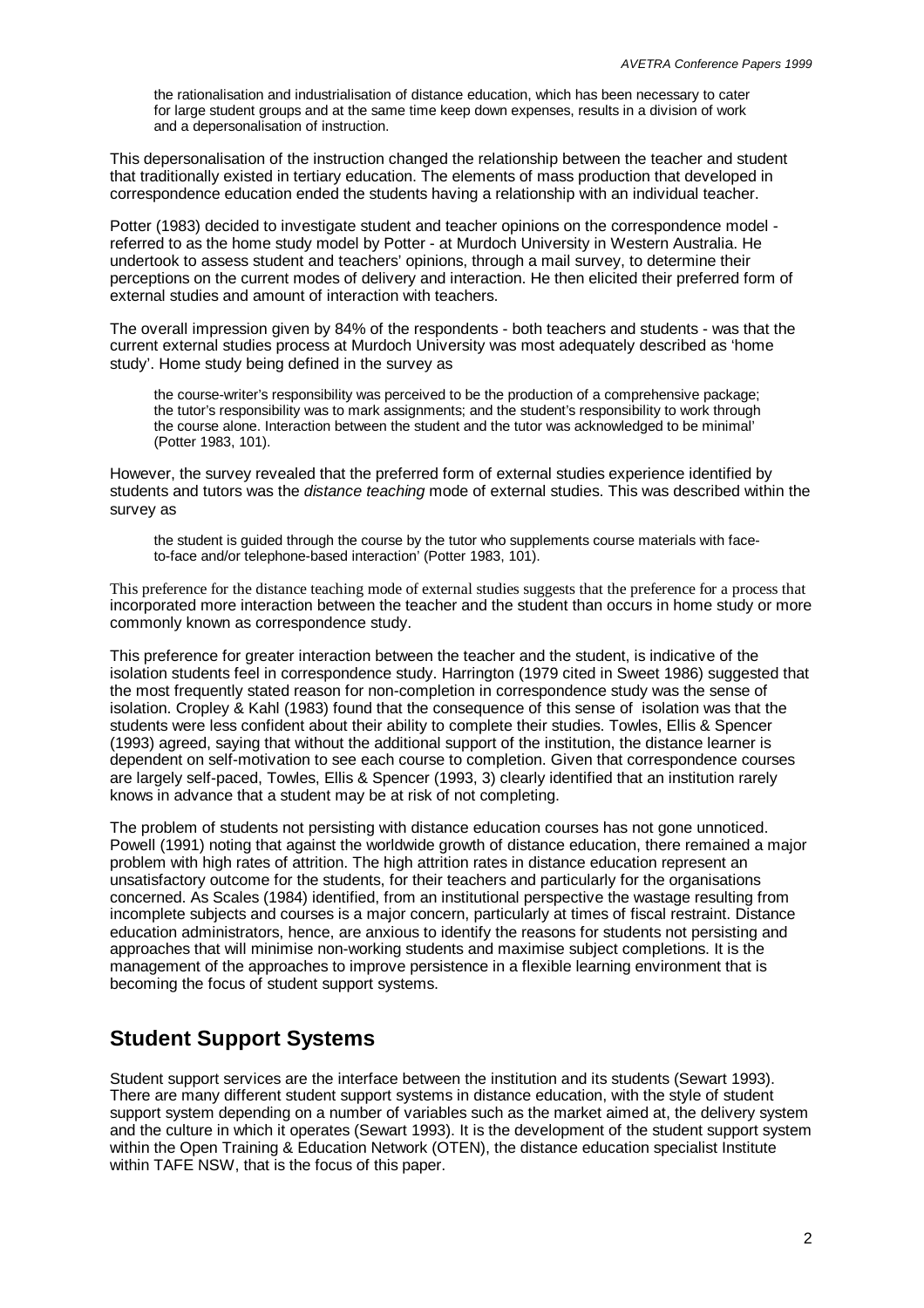> the rationalisation and industrialisation of distance education, which has been necessary to cater for large student groups and at the same time keep down expenses, results in a division of work and a depersonalisation of instruction.

This depersonalisation of the instruction changed the relationship between the teacher and student that traditionally existed in tertiary education. The elements of mass production that developed in correspondence education ended the students having a relationship with an individual teacher.

Potter (1983) decided to investigate student and teacher opinions on the correspondence model - referred to as the home study model by Potter - at Murdoch University in Western Australia. He undertook to assess student and teachers' opinions, through a mail survey, to determine their perceptions on the current modes of delivery and interaction. He then elicited their preferred form of external studies and amount of interaction with teachers.

The overall impression given by 84% of the respondents - both teachers and students - was that the current external studies process at Murdoch University was most adequately described as 'home study'. Home study being defined in the survey as

> the course-writer's responsibility was perceived to be the production of a comprehensive package; the tutor's responsibility was to mark assignments; and the student's responsibility to work through the course alone. Interaction between the student and the tutor was acknowledged to be minimal' (Potter 1983, 101).

However, the survey revealed that the preferred form of external studies experience identified by students and tutors was the *distance teaching* mode of external studies. This was described within the survey as

> the student is guided through the course by the tutor who supplements course materials with face-to-face and/or telephone-based interaction' (Potter 1983, 101).

This preference for the distance teaching mode of external studies suggests that the preference for a process that incorporated more interaction between the teacher and the student than occurs in home study or more commonly known as correspondence study.

This preference for greater interaction between the teacher and the student, is indicative of the isolation students feel in correspondence study. Harrington (1979 cited in Sweet 1986) suggested that the most frequently stated reason for non-completion in correspondence study was the sense of isolation. Cropley & Kahl (1983) found that the consequence of this sense of isolation was that the students were less confident about their ability to complete their studies. Towles, Ellis & Spencer (1993) agreed, saying that without the additional support of the institution, the distance learner is dependent on self-motivation to see each course to completion. Given that correspondence courses are largely self-paced, Towles, Ellis & Spencer (1993, 3) clearly identified that an institution rarely knows in advance that a student may be at risk of not completing.

The problem of students not persisting with distance education courses has not gone unnoticed. Powell (1991) noting that against the worldwide growth of distance education, there remained a major problem with high rates of attrition. The high attrition rates in distance education represent an unsatisfactory outcome for the students, for their teachers and particularly for the organisations concerned. As Scales (1984) identified, from an institutional perspective the wastage resulting from incomplete subjects and courses is a major concern, particularly at times of fiscal restraint. Distance education administrators, hence, are anxious to identify the reasons for students not persisting and approaches that will minimise non-working students and maximise subject completions. It is the management of the approaches to improve persistence in a flexible learning environment that is becoming the focus of student support systems.

## Student Support Systems

Student support services are the interface between the institution and its students (Sewart 1993). There are many different student support systems in distance education, with the style of student support system depending on a number of variables such as the market aimed at, the delivery system and the culture in which it operates (Sewart 1993). It is the development of the student support system within the Open Training & Education Network (OTEN), the distance education specialist Institute within TAFE NSW, that is the focus of this paper.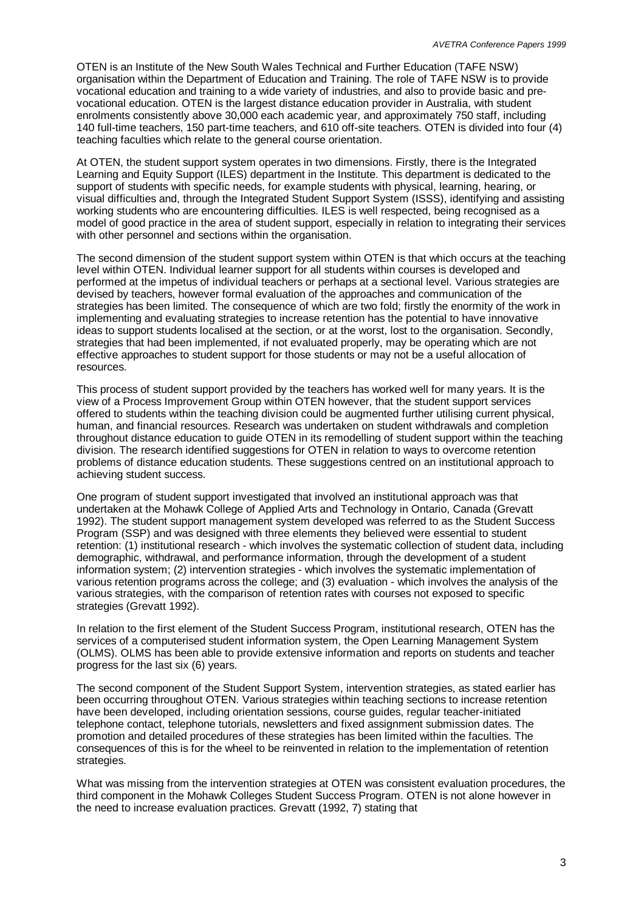OTEN is an Institute of the New South Wales Technical and Further Education (TAFE NSW) organisation within the Department of Education and Training. The role of TAFE NSW is to provide vocational education and training to a wide variety of industries, and also to provide basic and pre-vocational education. OTEN is the largest distance education provider in Australia, with student enrolments consistently above 30,000 each academic year, and approximately 750 staff, including 140 full-time teachers, 150 part-time teachers, and 610 off-site teachers. OTEN is divided into four (4) teaching faculties which relate to the general course orientation.

At OTEN, the student support system operates in two dimensions. Firstly, there is the Integrated Learning and Equity Support (ILES) department in the Institute. This department is dedicated to the support of students with specific needs, for example students with physical, learning, hearing, or visual difficulties and, through the Integrated Student Support System (ISSS), identifying and assisting working students who are encountering difficulties. ILES is well respected, being recognised as a model of good practice in the area of student support, especially in relation to integrating their services with other personnel and sections within the organisation.

The second dimension of the student support system within OTEN is that which occurs at the teaching level within OTEN. Individual learner support for all students within courses is developed and performed at the impetus of individual teachers or perhaps at a sectional level. Various strategies are devised by teachers, however formal evaluation of the approaches and communication of the strategies has been limited. The consequence of which are two fold; firstly the enormity of the work in implementing and evaluating strategies to increase retention has the potential to have innovative ideas to support students localised at the section, or at the worst, lost to the organisation. Secondly, strategies that had been implemented, if not evaluated properly, may be operating which are not effective approaches to student support for those students or may not be a useful allocation of resources.

This process of student support provided by the teachers has worked well for many years. It is the view of a Process Improvement Group within OTEN however, that the student support services offered to students within the teaching division could be augmented further utilising current physical, human, and financial resources. Research was undertaken on student withdrawals and completion throughout distance education to guide OTEN in its remodelling of student support within the teaching division. The research identified suggestions for OTEN in relation to ways to overcome retention problems of distance education students. These suggestions centred on an institutional approach to achieving student success.

One program of student support investigated that involved an institutional approach was that undertaken at the Mohawk College of Applied Arts and Technology in Ontario, Canada (Grevatt 1992). The student support management system developed was referred to as the Student Success Program (SSP) and was designed with three elements they believed were essential to student retention: (1) institutional research - which involves the systematic collection of student data, including demographic, withdrawal, and performance information, through the development of a student information system; (2) intervention strategies - which involves the systematic implementation of various retention programs across the college; and (3) evaluation - which involves the analysis of the various strategies, with the comparison of retention rates with courses not exposed to specific strategies (Grevatt 1992).

In relation to the first element of the Student Success Program, institutional research, OTEN has the services of a computerised student information system, the Open Learning Management System (OLMS). OLMS has been able to provide extensive information and reports on students and teacher progress for the last six (6) years.

The second component of the Student Support System, intervention strategies, as stated earlier has been occurring throughout OTEN. Various strategies within teaching sections to increase retention have been developed, including orientation sessions, course guides, regular teacher-initiated telephone contact, telephone tutorials, newsletters and fixed assignment submission dates. The promotion and detailed procedures of these strategies has been limited within the faculties. The consequences of this is for the wheel to be reinvented in relation to the implementation of retention strategies.

What was missing from the intervention strategies at OTEN was consistent evaluation procedures, the third component in the Mohawk Colleges Student Success Program. OTEN is not alone however in the need to increase evaluation practices. Grevatt (1992, 7) stating that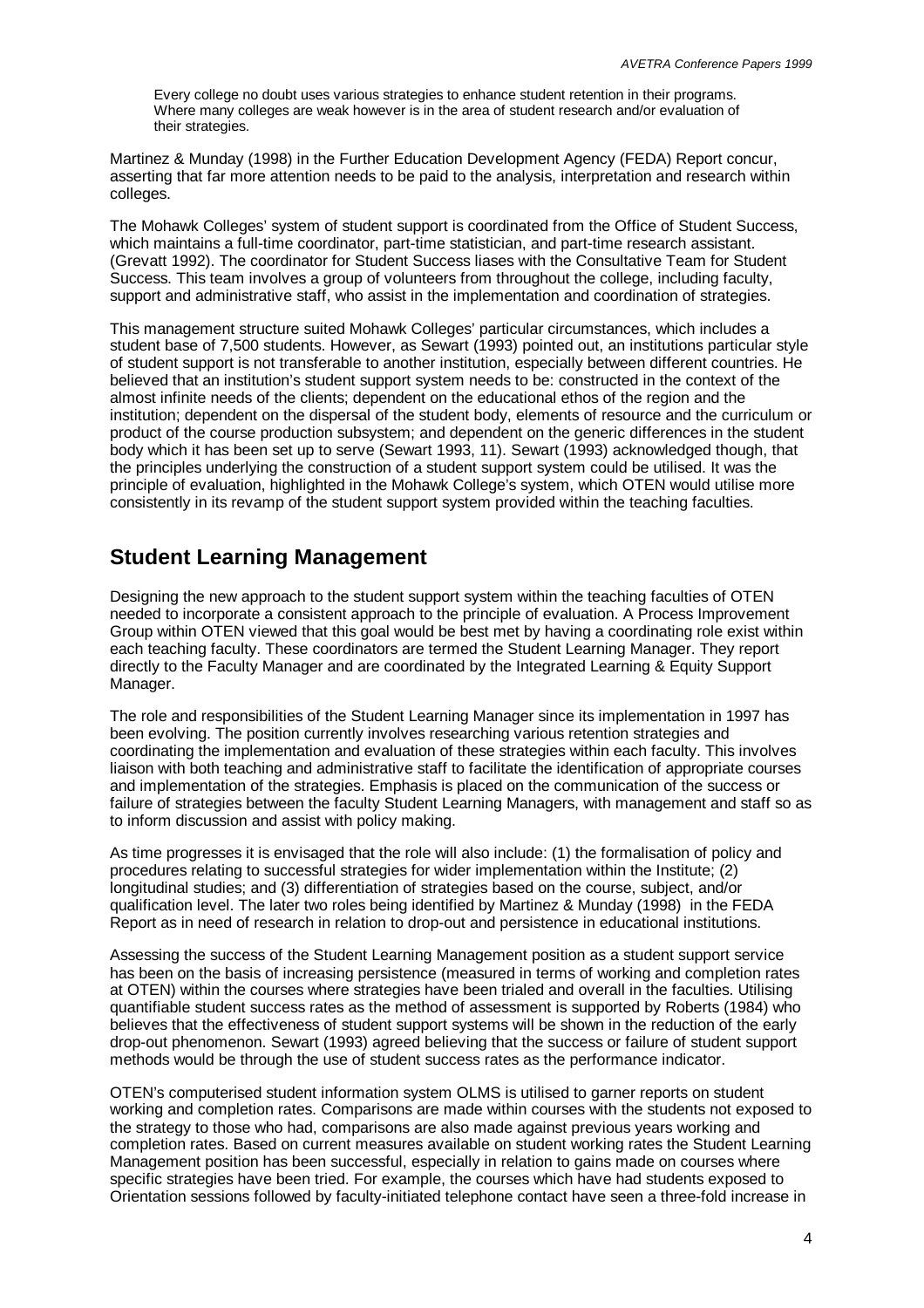> Every college no doubt uses various strategies to enhance student retention in their programs. Where many colleges are weak however is in the area of student research and/or evaluation of their strategies.

Martinez & Munday (1998) in the Further Education Development Agency (FEDA) Report concur, asserting that far more attention needs to be paid to the analysis, interpretation and research within colleges.

The Mohawk Colleges' system of student support is coordinated from the Office of Student Success, which maintains a full-time coordinator, part-time statistician, and part-time research assistant. (Grevatt 1992). The coordinator for Student Success liases with the Consultative Team for Student Success. This team involves a group of volunteers from throughout the college, including faculty, support and administrative staff, who assist in the implementation and coordination of strategies.

This management structure suited Mohawk Colleges' particular circumstances, which includes a student base of 7,500 students. However, as Sewart (1993) pointed out, an institutions particular style of student support is not transferable to another institution, especially between different countries. He believed that an institution's student support system needs to be: constructed in the context of the almost infinite needs of the clients; dependent on the educational ethos of the region and the institution; dependent on the dispersal of the student body, elements of resource and the curriculum or product of the course production subsystem; and dependent on the generic differences in the student body which it has been set up to serve (Sewart 1993, 11). Sewart (1993) acknowledged though, that the principles underlying the construction of a student support system could be utilised. It was the principle of evaluation, highlighted in the Mohawk College's system, which OTEN would utilise more consistently in its revamp of the student support system provided within the teaching faculties.

## Student Learning Management

Designing the new approach to the student support system within the teaching faculties of OTEN needed to incorporate a consistent approach to the principle of evaluation. A Process Improvement Group within OTEN viewed that this goal would be best met by having a coordinating role exist within each teaching faculty. These coordinators are termed the Student Learning Manager. They report directly to the Faculty Manager and are coordinated by the Integrated Learning & Equity Support Manager.

The role and responsibilities of the Student Learning Manager since its implementation in 1997 has been evolving. The position currently involves researching various retention strategies and coordinating the implementation and evaluation of these strategies within each faculty. This involves liaison with both teaching and administrative staff to facilitate the identification of appropriate courses and implementation of the strategies. Emphasis is placed on the communication of the success or failure of strategies between the faculty Student Learning Managers, with management and staff so as to inform discussion and assist with policy making.

As time progresses it is envisaged that the role will also include: (1) the formalisation of policy and procedures relating to successful strategies for wider implementation within the Institute; (2) longitudinal studies; and (3) differentiation of strategies based on the course, subject, and/or qualification level. The later two roles being identified by Martinez & Munday (1998) in the FEDA Report as in need of research in relation to drop-out and persistence in educational institutions.

Assessing the success of the Student Learning Management position as a student support service has been on the basis of increasing persistence (measured in terms of working and completion rates at OTEN) within the courses where strategies have been trialed and overall in the faculties. Utilising quantifiable student success rates as the method of assessment is supported by Roberts (1984) who believes that the effectiveness of student support systems will be shown in the reduction of the early drop-out phenomenon. Sewart (1993) agreed believing that the success or failure of student support methods would be through the use of student success rates as the performance indicator.

OTEN's computerised student information system OLMS is utilised to garner reports on student working and completion rates. Comparisons are made within courses with the students not exposed to the strategy to those who had, comparisons are also made against previous years working and completion rates. Based on current measures available on student working rates the Student Learning Management position has been successful, especially in relation to gains made on courses where specific strategies have been tried. For example, the courses which have had students exposed to Orientation sessions followed by faculty-initiated telephone contact have seen a three-fold increase in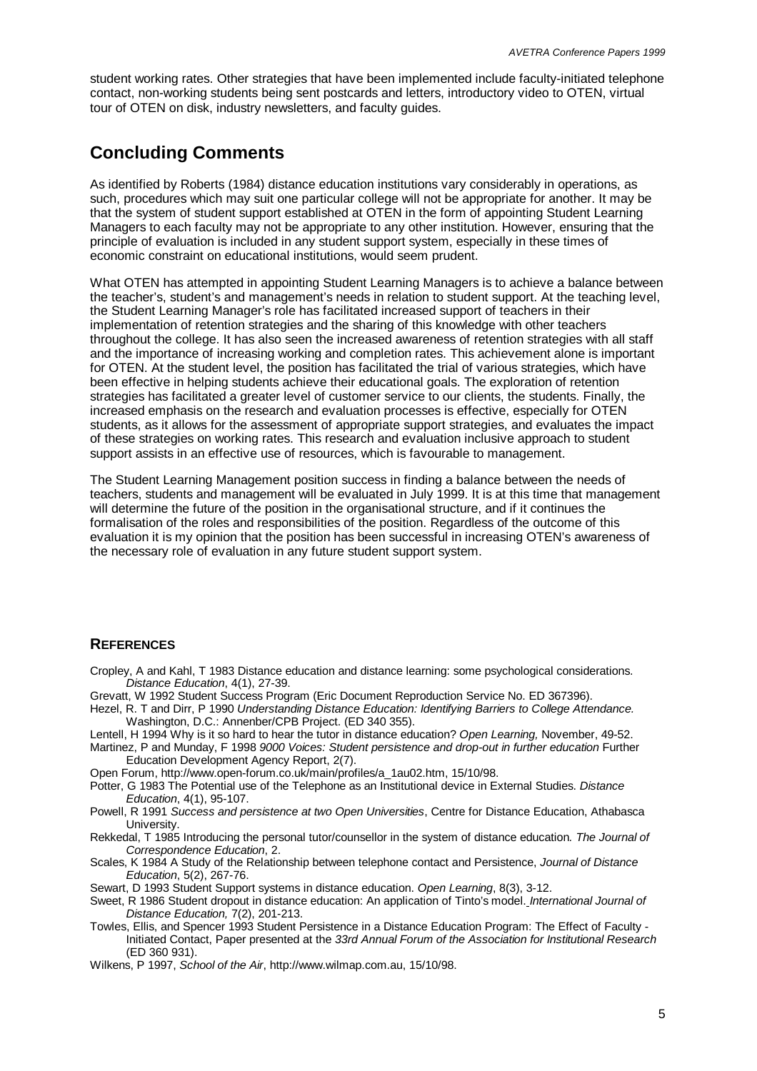student working rates. Other strategies that have been implemented include faculty-initiated telephone contact, non-working students being sent postcards and letters, introductory video to OTEN, virtual tour of OTEN on disk, industry newsletters, and faculty guides.

## Concluding Comments

As identified by Roberts (1984) distance education institutions vary considerably in operations, as such, procedures which may suit one particular college will not be appropriate for another. It may be that the system of student support established at OTEN in the form of appointing Student Learning Managers to each faculty may not be appropriate to any other institution. However, ensuring that the principle of evaluation is included in any student support system, especially in these times of economic constraint on educational institutions, would seem prudent.

What OTEN has attempted in appointing Student Learning Managers is to achieve a balance between the teacher's, student's and management's needs in relation to student support. At the teaching level, the Student Learning Manager's role has facilitated increased support of teachers in their implementation of retention strategies and the sharing of this knowledge with other teachers throughout the college. It has also seen the increased awareness of retention strategies with all staff and the importance of increasing working and completion rates. This achievement alone is important for OTEN. At the student level, the position has facilitated the trial of various strategies, which have been effective in helping students achieve their educational goals. The exploration of retention strategies has facilitated a greater level of customer service to our clients, the students. Finally, the increased emphasis on the research and evaluation processes is effective, especially for OTEN students, as it allows for the assessment of appropriate support strategies, and evaluates the impact of these strategies on working rates. This research and evaluation inclusive approach to student support assists in an effective use of resources, which is favourable to management.

The Student Learning Management position success in finding a balance between the needs of teachers, students and management will be evaluated in July 1999. It is at this time that management will determine the future of the position in the organisational structure, and if it continues the formalisation of the roles and responsibilities of the position. Regardless of the outcome of this evaluation it is my opinion that the position has been successful in increasing OTEN's awareness of the necessary role of evaluation in any future student support system.

### References

Cropley, A and Kahl, T 1983 Distance education and distance learning: some psychological considerations. *Distance Education*, 4(1), 27-39.

Grevatt, W 1992 Student Success Program (Eric Document Reproduction Service No. ED 367396).

Hezel, R. T and Dirr, P 1990 *Understanding Distance Education: Identifying Barriers to College Attendance.* Washington, D.C.: Annenber/CPB Project. (ED 340 355).

Lentell, H 1994 Why is it so hard to hear the tutor in distance education? *Open Learning,* November, 49-52.

Martinez, P and Munday, F 1998 *9000 Voices: Student persistence and drop-out in further education* Further Education Development Agency Report, 2(7).

Open Forum, http://www.open-forum.co.uk/main/profiles/a_1au02.htm, 15/10/98.

Potter, G 1983 The Potential use of the Telephone as an Institutional device in External Studies. *Distance Education*, 4(1), 95-107.

Powell, R 1991 *Success and persistence at two Open Universities*, Centre for Distance Education, Athabasca University.

Rekkedal, T 1985 Introducing the personal tutor/counsellor in the system of distance education. *The Journal of Correspondence Education*, 2.

Scales, K 1984 A Study of the Relationship between telephone contact and Persistence, *Journal of Distance Education*, 5(2), 267-76.

Sewart, D 1993 Student Support systems in distance education. *Open Learning*, 8(3), 3-12.

Sweet, R 1986 Student dropout in distance education: An application of Tinto's model. *International Journal of Distance Education,* 7(2), 201-213.

Towles, Ellis, and Spencer 1993 Student Persistence in a Distance Education Program: The Effect of Faculty - Initiated Contact, Paper presented at the *33rd Annual Forum of the Association for Institutional Research* (ED 360 931).

Wilkens, P 1997, *School of the Air*, http://www.wilmap.com.au, 15/10/98.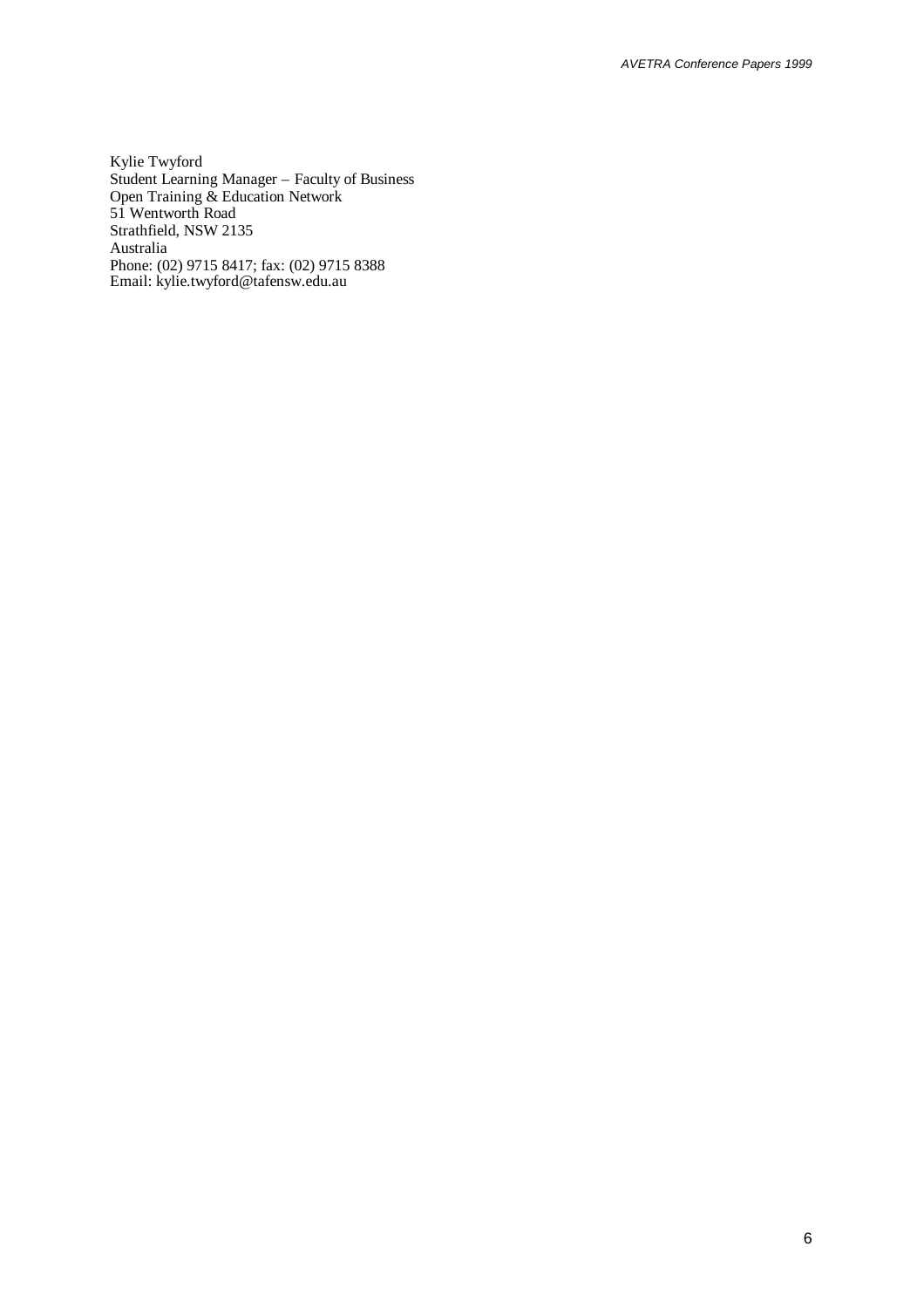Kylie Twyford
Student Learning Manager – Faculty of Business
Open Training & Education Network
51 Wentworth Road
Strathfield, NSW 2135
Australia
Phone: (02) 9715 8417; fax: (02) 9715 8388
Email: kylie.twyford@tafensw.edu.au